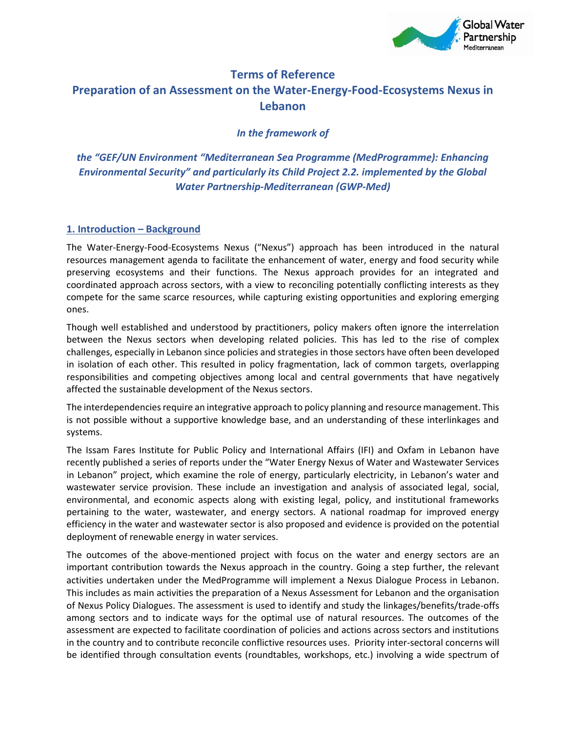# Terms of Reference

# Preparation of an Assessment on the Water-Energy-Food-Ecosystems Nexus in Lebanon

***In the framework of***

***the "GEF/UN Environment "Mediterranean Sea Programme (MedProgramme): Enhancing Environmental Security" and particularly its Child Project 2.2. implemented by the Global Water Partnership-Mediterranean (GWP-Med)***

## 1. Introduction – Background

The Water-Energy-Food-Ecosystems Nexus ("Nexus") approach has been introduced in the natural resources management agenda to facilitate the enhancement of water, energy and food security while preserving ecosystems and their functions. The Nexus approach provides for an integrated and coordinated approach across sectors, with a view to reconciling potentially conflicting interests as they compete for the same scarce resources, while capturing existing opportunities and exploring emerging ones.

Though well established and understood by practitioners, policy makers often ignore the interrelation between the Nexus sectors when developing related policies. This has led to the rise of complex challenges, especially in Lebanon since policies and strategies in those sectors have often been developed in isolation of each other. This resulted in policy fragmentation, lack of common targets, overlapping responsibilities and competing objectives among local and central governments that have negatively affected the sustainable development of the Nexus sectors.

The interdependencies require an integrative approach to policy planning and resource management. This is not possible without a supportive knowledge base, and an understanding of these interlinkages and systems.

The Issam Fares Institute for Public Policy and International Affairs (IFI) and Oxfam in Lebanon have recently published a series of reports under the "Water Energy Nexus of Water and Wastewater Services in Lebanon" project, which examine the role of energy, particularly electricity, in Lebanon's water and wastewater service provision. These include an investigation and analysis of associated legal, social, environmental, and economic aspects along with existing legal, policy, and institutional frameworks pertaining to the water, wastewater, and energy sectors. A national roadmap for improved energy efficiency in the water and wastewater sector is also proposed and evidence is provided on the potential deployment of renewable energy in water services.

The outcomes of the above-mentioned project with focus on the water and energy sectors are an important contribution towards the Nexus approach in the country. Going a step further, the relevant activities undertaken under the MedProgramme will implement a Nexus Dialogue Process in Lebanon. This includes as main activities the preparation of a Nexus Assessment for Lebanon and the organisation of Nexus Policy Dialogues. The assessment is used to identify and study the linkages/benefits/trade-offs among sectors and to indicate ways for the optimal use of natural resources. The outcomes of the assessment are expected to facilitate coordination of policies and actions across sectors and institutions in the country and to contribute reconcile conflictive resources uses. Priority inter-sectoral concerns will be identified through consultation events (roundtables, workshops, etc.) involving a wide spectrum of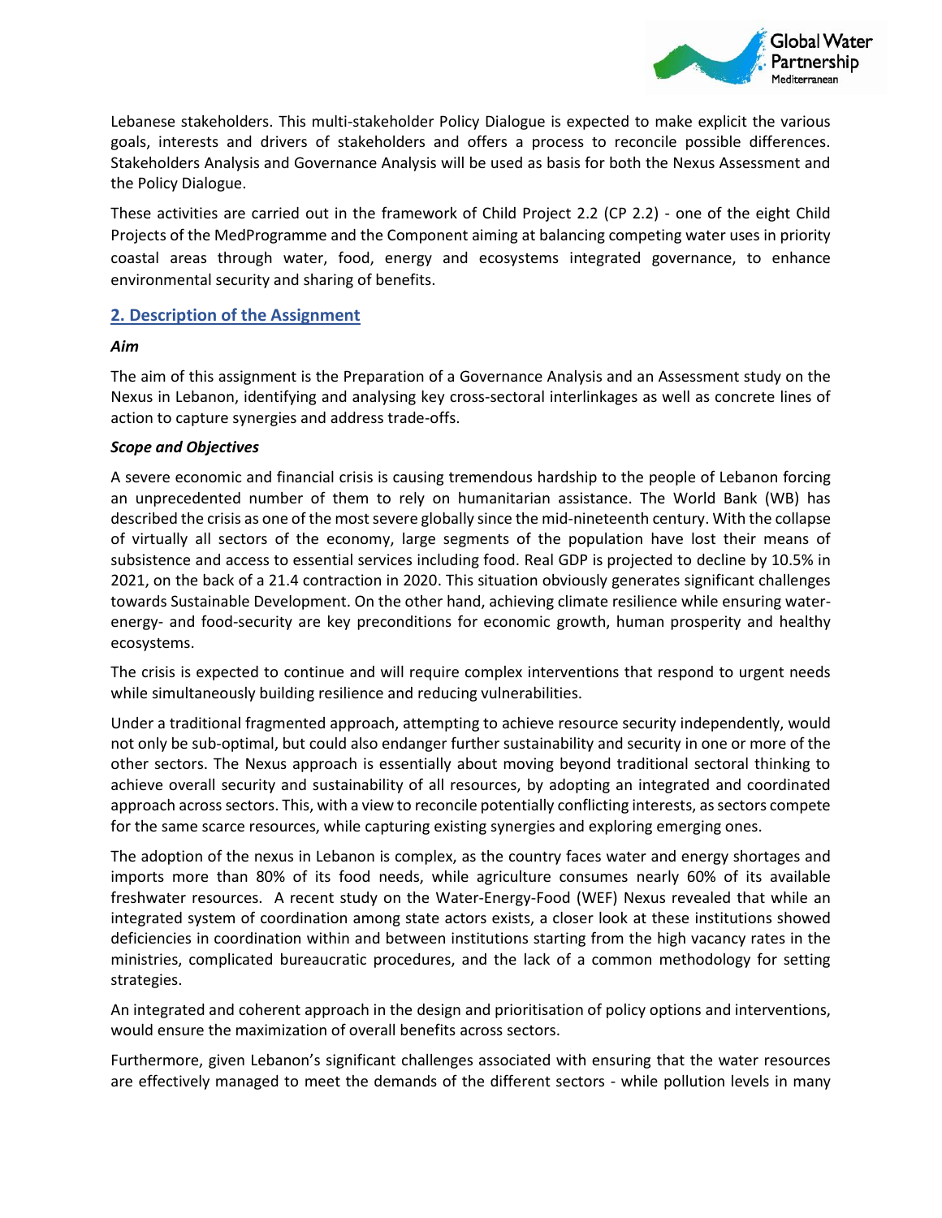Lebanese stakeholders. This multi-stakeholder Policy Dialogue is expected to make explicit the various goals, interests and drivers of stakeholders and offers a process to reconcile possible differences. Stakeholders Analysis and Governance Analysis will be used as basis for both the Nexus Assessment and the Policy Dialogue.

These activities are carried out in the framework of Child Project 2.2 (CP 2.2) - one of the eight Child Projects of the MedProgramme and the Component aiming at balancing competing water uses in priority coastal areas through water, food, energy and ecosystems integrated governance, to enhance environmental security and sharing of benefits.

## 2. Description of the Assignment

***Aim***

The aim of this assignment is the Preparation of a Governance Analysis and an Assessment study on the Nexus in Lebanon, identifying and analysing key cross-sectoral interlinkages as well as concrete lines of action to capture synergies and address trade-offs.

***Scope and Objectives***

A severe economic and financial crisis is causing tremendous hardship to the people of Lebanon forcing an unprecedented number of them to rely on humanitarian assistance. The World Bank (WB) has described the crisis as one of the most severe globally since the mid-nineteenth century. With the collapse of virtually all sectors of the economy, large segments of the population have lost their means of subsistence and access to essential services including food. Real GDP is projected to decline by 10.5% in 2021, on the back of a 21.4 contraction in 2020. This situation obviously generates significant challenges towards Sustainable Development. On the other hand, achieving climate resilience while ensuring water-energy- and food-security are key preconditions for economic growth, human prosperity and healthy ecosystems.

The crisis is expected to continue and will require complex interventions that respond to urgent needs while simultaneously building resilience and reducing vulnerabilities.

Under a traditional fragmented approach, attempting to achieve resource security independently, would not only be sub-optimal, but could also endanger further sustainability and security in one or more of the other sectors. The Nexus approach is essentially about moving beyond traditional sectoral thinking to achieve overall security and sustainability of all resources, by adopting an integrated and coordinated approach across sectors. This, with a view to reconcile potentially conflicting interests, as sectors compete for the same scarce resources, while capturing existing synergies and exploring emerging ones.

The adoption of the nexus in Lebanon is complex, as the country faces water and energy shortages and imports more than 80% of its food needs, while agriculture consumes nearly 60% of its available freshwater resources. A recent study on the Water-Energy-Food (WEF) Nexus revealed that while an integrated system of coordination among state actors exists, a closer look at these institutions showed deficiencies in coordination within and between institutions starting from the high vacancy rates in the ministries, complicated bureaucratic procedures, and the lack of a common methodology for setting strategies.

An integrated and coherent approach in the design and prioritisation of policy options and interventions, would ensure the maximization of overall benefits across sectors.

Furthermore, given Lebanon's significant challenges associated with ensuring that the water resources are effectively managed to meet the demands of the different sectors - while pollution levels in many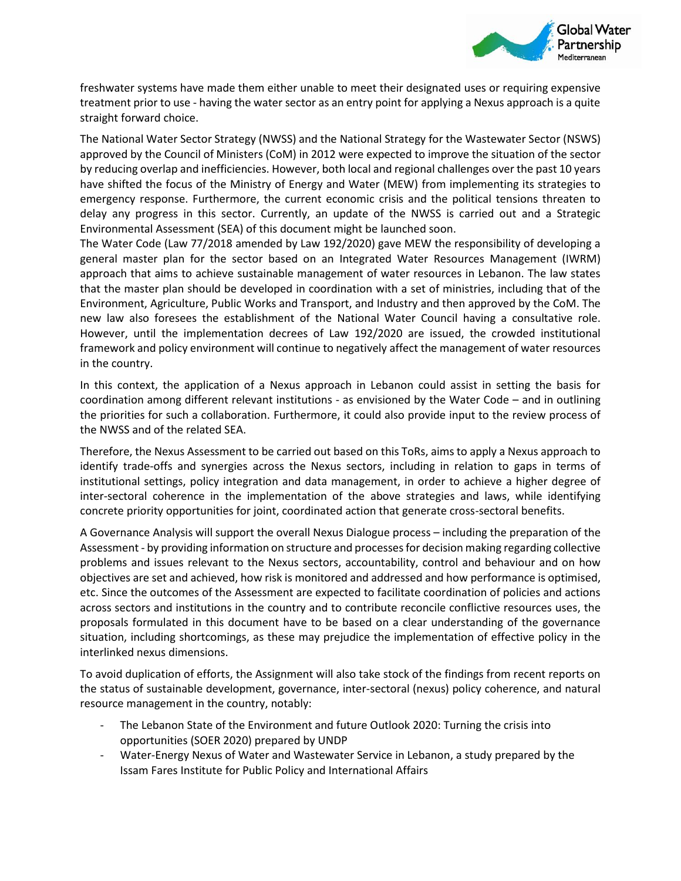freshwater systems have made them either unable to meet their designated uses or requiring expensive treatment prior to use - having the water sector as an entry point for applying a Nexus approach is a quite straight forward choice.

The National Water Sector Strategy (NWSS) and the National Strategy for the Wastewater Sector (NSWS) approved by the Council of Ministers (CoM) in 2012 were expected to improve the situation of the sector by reducing overlap and inefficiencies. However, both local and regional challenges over the past 10 years have shifted the focus of the Ministry of Energy and Water (MEW) from implementing its strategies to emergency response. Furthermore, the current economic crisis and the political tensions threaten to delay any progress in this sector. Currently, an update of the NWSS is carried out and a Strategic Environmental Assessment (SEA) of this document might be launched soon.

The Water Code (Law 77/2018 amended by Law 192/2020) gave MEW the responsibility of developing a general master plan for the sector based on an Integrated Water Resources Management (IWRM) approach that aims to achieve sustainable management of water resources in Lebanon. The law states that the master plan should be developed in coordination with a set of ministries, including that of the Environment, Agriculture, Public Works and Transport, and Industry and then approved by the CoM. The new law also foresees the establishment of the National Water Council having a consultative role. However, until the implementation decrees of Law 192/2020 are issued, the crowded institutional framework and policy environment will continue to negatively affect the management of water resources in the country.

In this context, the application of a Nexus approach in Lebanon could assist in setting the basis for coordination among different relevant institutions - as envisioned by the Water Code – and in outlining the priorities for such a collaboration. Furthermore, it could also provide input to the review process of the NWSS and of the related SEA.

Therefore, the Nexus Assessment to be carried out based on this ToRs, aims to apply a Nexus approach to identify trade-offs and synergies across the Nexus sectors, including in relation to gaps in terms of institutional settings, policy integration and data management, in order to achieve a higher degree of inter-sectoral coherence in the implementation of the above strategies and laws, while identifying concrete priority opportunities for joint, coordinated action that generate cross-sectoral benefits.

A Governance Analysis will support the overall Nexus Dialogue process – including the preparation of the Assessment - by providing information on structure and processes for decision making regarding collective problems and issues relevant to the Nexus sectors, accountability, control and behaviour and on how objectives are set and achieved, how risk is monitored and addressed and how performance is optimised, etc. Since the outcomes of the Assessment are expected to facilitate coordination of policies and actions across sectors and institutions in the country and to contribute reconcile conflictive resources uses, the proposals formulated in this document have to be based on a clear understanding of the governance situation, including shortcomings, as these may prejudice the implementation of effective policy in the interlinked nexus dimensions.

To avoid duplication of efforts, the Assignment will also take stock of the findings from recent reports on the status of sustainable development, governance, inter-sectoral (nexus) policy coherence, and natural resource management in the country, notably:

- The Lebanon State of the Environment and future Outlook 2020: Turning the crisis into opportunities (SOER 2020) prepared by UNDP
- Water-Energy Nexus of Water and Wastewater Service in Lebanon, a study prepared by the Issam Fares Institute for Public Policy and International Affairs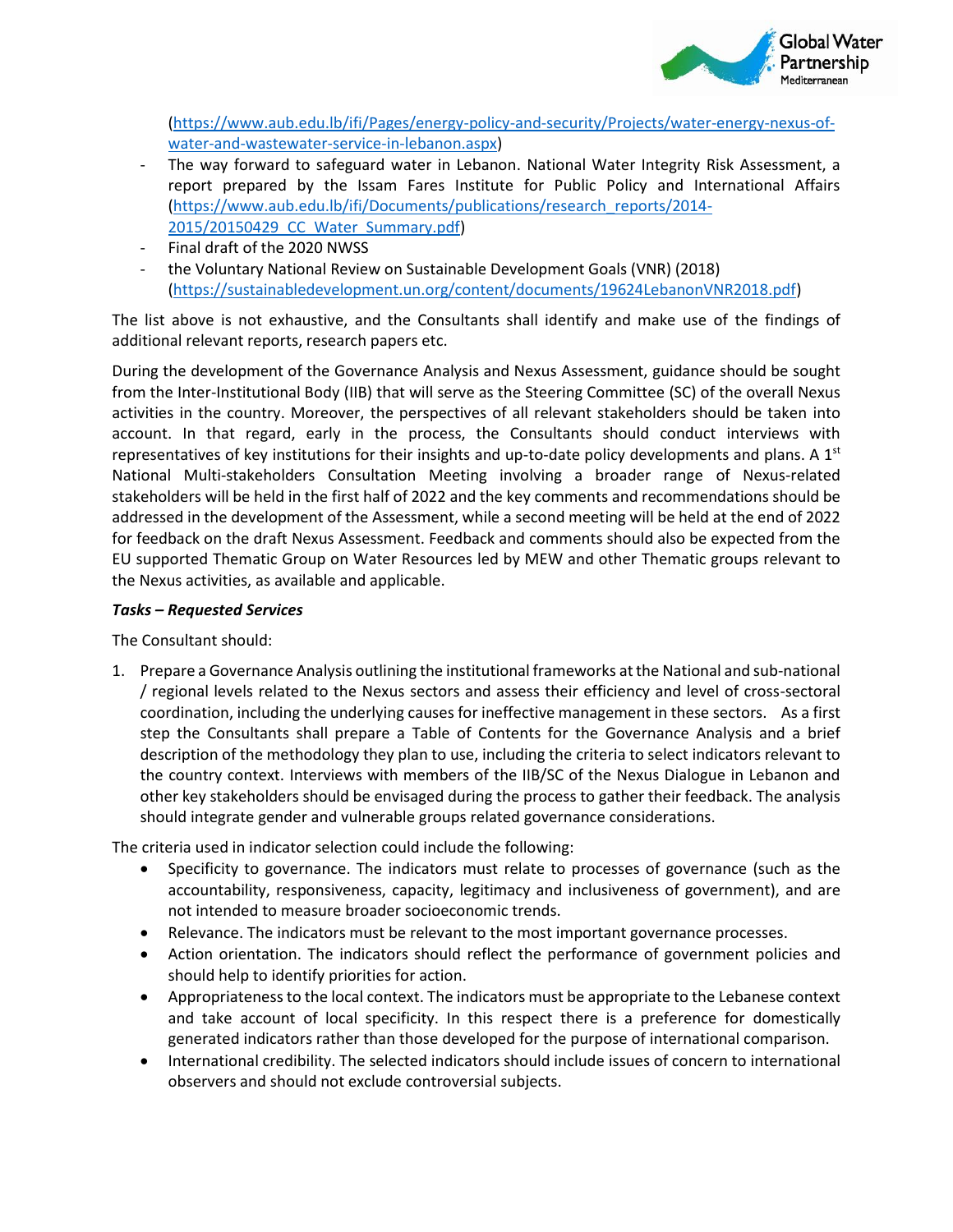(https://www.aub.edu.lb/ifi/Pages/energy-policy-and-security/Projects/water-energy-nexus-of-water-and-wastewater-service-in-lebanon.aspx)

- The way forward to safeguard water in Lebanon. National Water Integrity Risk Assessment, a report prepared by the Issam Fares Institute for Public Policy and International Affairs (https://www.aub.edu.lb/ifi/Documents/publications/research_reports/2014-2015/20150429_CC_Water_Summary.pdf)
- Final draft of the 2020 NWSS
- the Voluntary National Review on Sustainable Development Goals (VNR) (2018) (https://sustainabledevelopment.un.org/content/documents/19624LebanonVNR2018.pdf)

The list above is not exhaustive, and the Consultants shall identify and make use of the findings of additional relevant reports, research papers etc.

During the development of the Governance Analysis and Nexus Assessment, guidance should be sought from the Inter-Institutional Body (IIB) that will serve as the Steering Committee (SC) of the overall Nexus activities in the country. Moreover, the perspectives of all relevant stakeholders should be taken into account. In that regard, early in the process, the Consultants should conduct interviews with representatives of key institutions for their insights and up-to-date policy developments and plans. A 1st National Multi-stakeholders Consultation Meeting involving a broader range of Nexus-related stakeholders will be held in the first half of 2022 and the key comments and recommendations should be addressed in the development of the Assessment, while a second meeting will be held at the end of 2022 for feedback on the draft Nexus Assessment. Feedback and comments should also be expected from the EU supported Thematic Group on Water Resources led by MEW and other Thematic groups relevant to the Nexus activities, as available and applicable.

***Tasks – Requested Services***

The Consultant should:

1. Prepare a Governance Analysis outlining the institutional frameworks at the National and sub-national / regional levels related to the Nexus sectors and assess their efficiency and level of cross-sectoral coordination, including the underlying causes for ineffective management in these sectors. As a first step the Consultants shall prepare a Table of Contents for the Governance Analysis and a brief description of the methodology they plan to use, including the criteria to select indicators relevant to the country context. Interviews with members of the IIB/SC of the Nexus Dialogue in Lebanon and other key stakeholders should be envisaged during the process to gather their feedback. The analysis should integrate gender and vulnerable groups related governance considerations.

The criteria used in indicator selection could include the following:

- Specificity to governance. The indicators must relate to processes of governance (such as the accountability, responsiveness, capacity, legitimacy and inclusiveness of government), and are not intended to measure broader socioeconomic trends.
- Relevance. The indicators must be relevant to the most important governance processes.
- Action orientation. The indicators should reflect the performance of government policies and should help to identify priorities for action.
- Appropriateness to the local context. The indicators must be appropriate to the Lebanese context and take account of local specificity. In this respect there is a preference for domestically generated indicators rather than those developed for the purpose of international comparison.
- International credibility. The selected indicators should include issues of concern to international observers and should not exclude controversial subjects.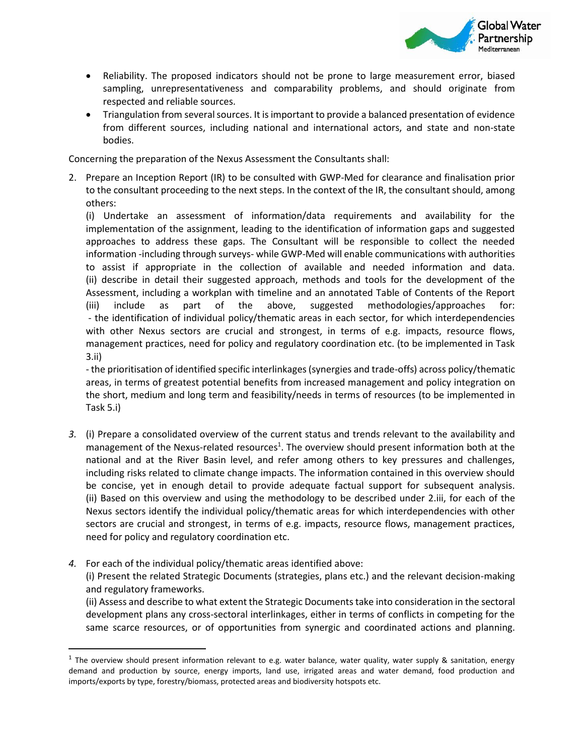- Reliability. The proposed indicators should not be prone to large measurement error, biased sampling, unrepresentativeness and comparability problems, and should originate from respected and reliable sources.
- Triangulation from several sources. It is important to provide a balanced presentation of evidence from different sources, including national and international actors, and state and non-state bodies.

Concerning the preparation of the Nexus Assessment the Consultants shall:

2. Prepare an Inception Report (IR) to be consulted with GWP-Med for clearance and finalisation prior to the consultant proceeding to the next steps. In the context of the IR, the consultant should, among others:

   (i) Undertake an assessment of information/data requirements and availability for the implementation of the assignment, leading to the identification of information gaps and suggested approaches to address these gaps. The Consultant will be responsible to collect the needed information -including through surveys- while GWP-Med will enable communications with authorities to assist if appropriate in the collection of available and needed information and data.
   (ii) describe in detail their suggested approach, methods and tools for the development of the Assessment, including a workplan with timeline and an annotated Table of Contents of the Report
   (iii) include as part of the above, suggested methodologies/approaches for:
   - the identification of individual policy/thematic areas in each sector, for which interdependencies with other Nexus sectors are crucial and strongest, in terms of e.g. impacts, resource flows, management practices, need for policy and regulatory coordination etc. (to be implemented in Task 3.ii)
   - the prioritisation of identified specific interlinkages (synergies and trade-offs) across policy/thematic areas, in terms of greatest potential benefits from increased management and policy integration on the short, medium and long term and feasibility/needs in terms of resources (to be implemented in Task 5.i)

3. (i) Prepare a consolidated overview of the current status and trends relevant to the availability and management of the Nexus-related resources[1]. The overview should present information both at the national and at the River Basin level, and refer among others to key pressures and challenges, including risks related to climate change impacts. The information contained in this overview should be concise, yet in enough detail to provide adequate factual support for subsequent analysis.
   (ii) Based on this overview and using the methodology to be described under 2.iii, for each of the Nexus sectors identify the individual policy/thematic areas for which interdependencies with other sectors are crucial and strongest, in terms of e.g. impacts, resource flows, management practices, need for policy and regulatory coordination etc.

4. For each of the individual policy/thematic areas identified above:
   (i) Present the related Strategic Documents (strategies, plans etc.) and the relevant decision-making and regulatory frameworks.
   (ii) Assess and describe to what extent the Strategic Documents take into consideration in the sectoral development plans any cross-sectoral interlinkages, either in terms of conflicts in competing for the same scarce resources, or of opportunities from synergic and coordinated actions and planning.

[1] The overview should present information relevant to e.g. water balance, water quality, water supply & sanitation, energy demand and production by source, energy imports, land use, irrigated areas and water demand, food production and imports/exports by type, forestry/biomass, protected areas and biodiversity hotspots etc.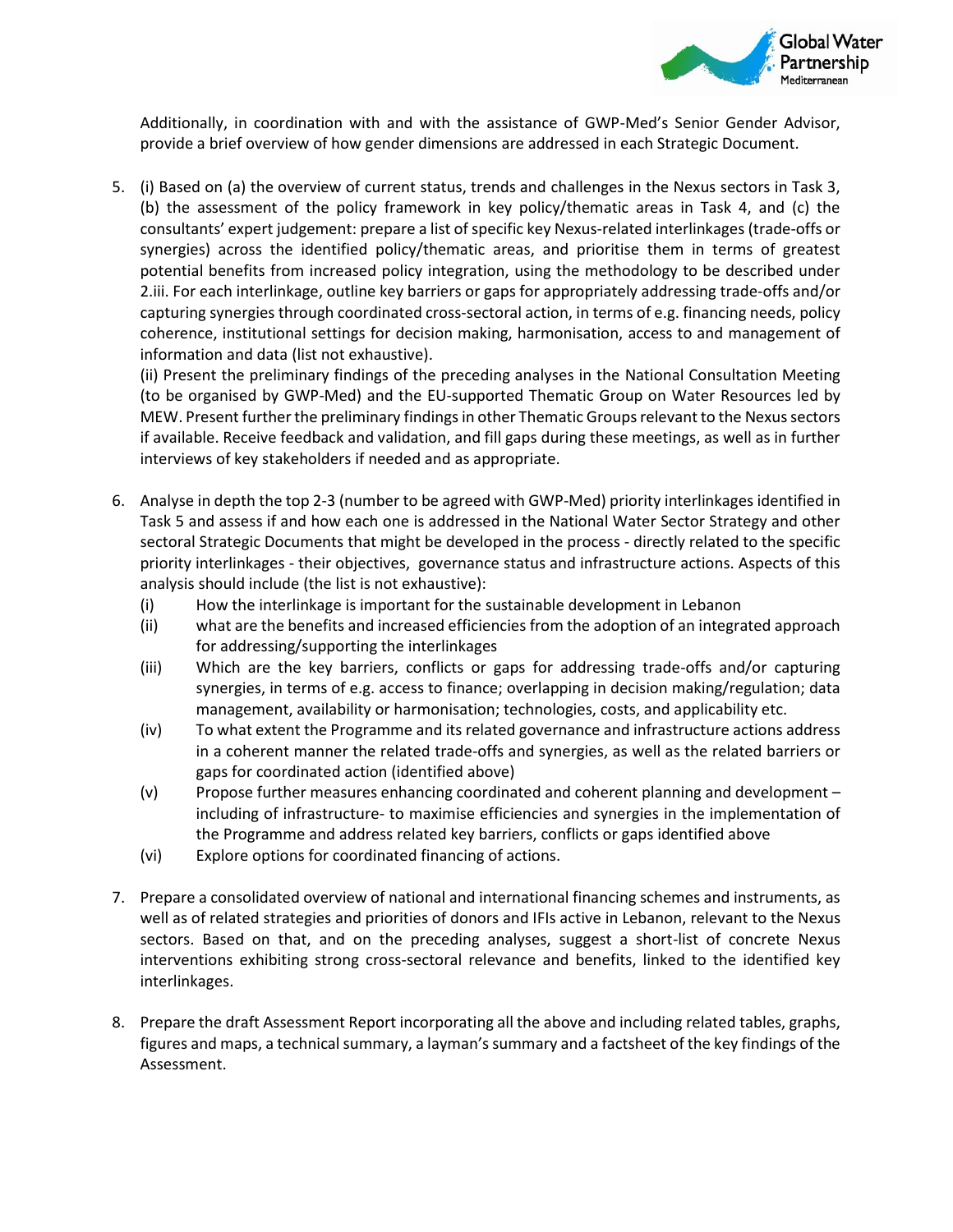Additionally, in coordination with and with the assistance of GWP-Med's Senior Gender Advisor, provide a brief overview of how gender dimensions are addressed in each Strategic Document.

5. (i) Based on (a) the overview of current status, trends and challenges in the Nexus sectors in Task 3, (b) the assessment of the policy framework in key policy/thematic areas in Task 4, and (c) the consultants' expert judgement: prepare a list of specific key Nexus-related interlinkages (trade-offs or synergies) across the identified policy/thematic areas, and prioritise them in terms of greatest potential benefits from increased policy integration, using the methodology to be described under 2.iii. For each interlinkage, outline key barriers or gaps for appropriately addressing trade-offs and/or capturing synergies through coordinated cross-sectoral action, in terms of e.g. financing needs, policy coherence, institutional settings for decision making, harmonisation, access to and management of information and data (list not exhaustive).

   (ii) Present the preliminary findings of the preceding analyses in the National Consultation Meeting (to be organised by GWP-Med) and the EU-supported Thematic Group on Water Resources led by MEW. Present further the preliminary findings in other Thematic Groups relevant to the Nexus sectors if available. Receive feedback and validation, and fill gaps during these meetings, as well as in further interviews of key stakeholders if needed and as appropriate.

6. Analyse in depth the top 2-3 (number to be agreed with GWP-Med) priority interlinkages identified in Task 5 and assess if and how each one is addressed in the National Water Sector Strategy and other sectoral Strategic Documents that might be developed in the process - directly related to the specific priority interlinkages - their objectives, governance status and infrastructure actions. Aspects of this analysis should include (the list is not exhaustive):
   (i) How the interlinkage is important for the sustainable development in Lebanon
   (ii) what are the benefits and increased efficiencies from the adoption of an integrated approach for addressing/supporting the interlinkages
   (iii) Which are the key barriers, conflicts or gaps for addressing trade-offs and/or capturing synergies, in terms of e.g. access to finance; overlapping in decision making/regulation; data management, availability or harmonisation; technologies, costs, and applicability etc.
   (iv) To what extent the Programme and its related governance and infrastructure actions address in a coherent manner the related trade-offs and synergies, as well as the related barriers or gaps for coordinated action (identified above)
   (v) Propose further measures enhancing coordinated and coherent planning and development – including of infrastructure- to maximise efficiencies and synergies in the implementation of the Programme and address related key barriers, conflicts or gaps identified above
   (vi) Explore options for coordinated financing of actions.

7. Prepare a consolidated overview of national and international financing schemes and instruments, as well as of related strategies and priorities of donors and IFIs active in Lebanon, relevant to the Nexus sectors. Based on that, and on the preceding analyses, suggest a short-list of concrete Nexus interventions exhibiting strong cross-sectoral relevance and benefits, linked to the identified key interlinkages.

8. Prepare the draft Assessment Report incorporating all the above and including related tables, graphs, figures and maps, a technical summary, a layman's summary and a factsheet of the key findings of the Assessment.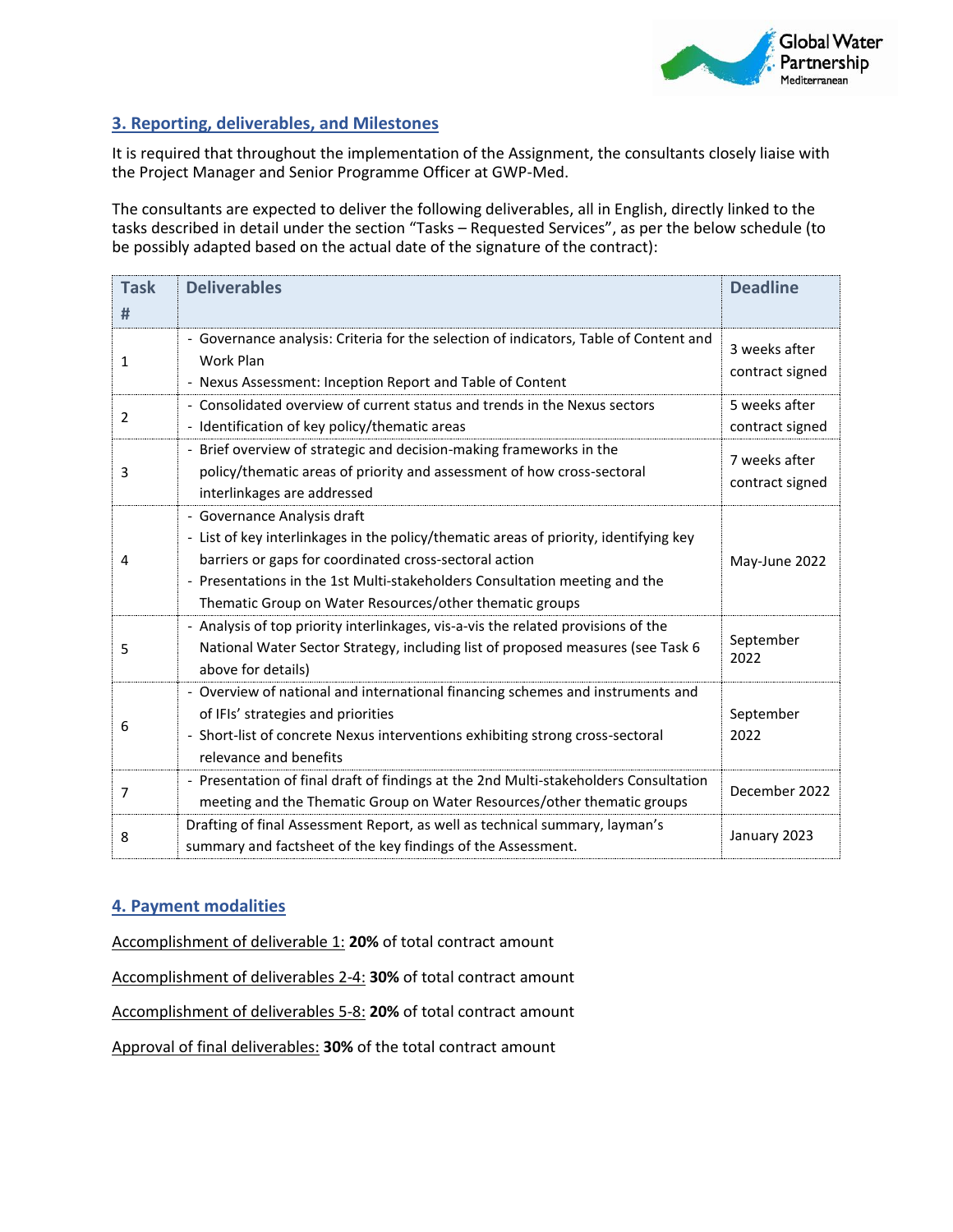## 3. Reporting, deliverables, and Milestones

It is required that throughout the implementation of the Assignment, the consultants closely liaise with the Project Manager and Senior Programme Officer at GWP-Med.

The consultants are expected to deliver the following deliverables, all in English, directly linked to the tasks described in detail under the section "Tasks – Requested Services", as per the below schedule (to be possibly adapted based on the actual date of the signature of the contract):

| Task # | Deliverables | Deadline |
|---|---|---|
| 1 | - Governance analysis: Criteria for the selection of indicators, Table of Content and Work Plan<br>- Nexus Assessment: Inception Report and Table of Content | 3 weeks after contract signed |
| 2 | - Consolidated overview of current status and trends in the Nexus sectors<br>- Identification of key policy/thematic areas | 5 weeks after contract signed |
| 3 | - Brief overview of strategic and decision-making frameworks in the policy/thematic areas of priority and assessment of how cross-sectoral interlinkages are addressed | 7 weeks after contract signed |
| 4 | - Governance Analysis draft<br>- List of key interlinkages in the policy/thematic areas of priority, identifying key barriers or gaps for coordinated cross-sectoral action<br>- Presentations in the 1st Multi-stakeholders Consultation meeting and the Thematic Group on Water Resources/other thematic groups | May-June 2022 |
| 5 | - Analysis of top priority interlinkages, vis-a-vis the related provisions of the National Water Sector Strategy, including list of proposed measures (see Task 6 above for details) | September 2022 |
| 6 | - Overview of national and international financing schemes and instruments and of IFIs' strategies and priorities<br>- Short-list of concrete Nexus interventions exhibiting strong cross-sectoral relevance and benefits | September 2022 |
| 7 | - Presentation of final draft of findings at the 2nd Multi-stakeholders Consultation meeting and the Thematic Group on Water Resources/other thematic groups | December 2022 |
| 8 | Drafting of final Assessment Report, as well as technical summary, layman's summary and factsheet of the key findings of the Assessment. | January 2023 |

## 4. Payment modalities

Accomplishment of deliverable 1: **20%** of total contract amount

Accomplishment of deliverables 2-4: **30%** of total contract amount

Accomplishment of deliverables 5-8: **20%** of total contract amount

Approval of final deliverables: **30%** of the total contract amount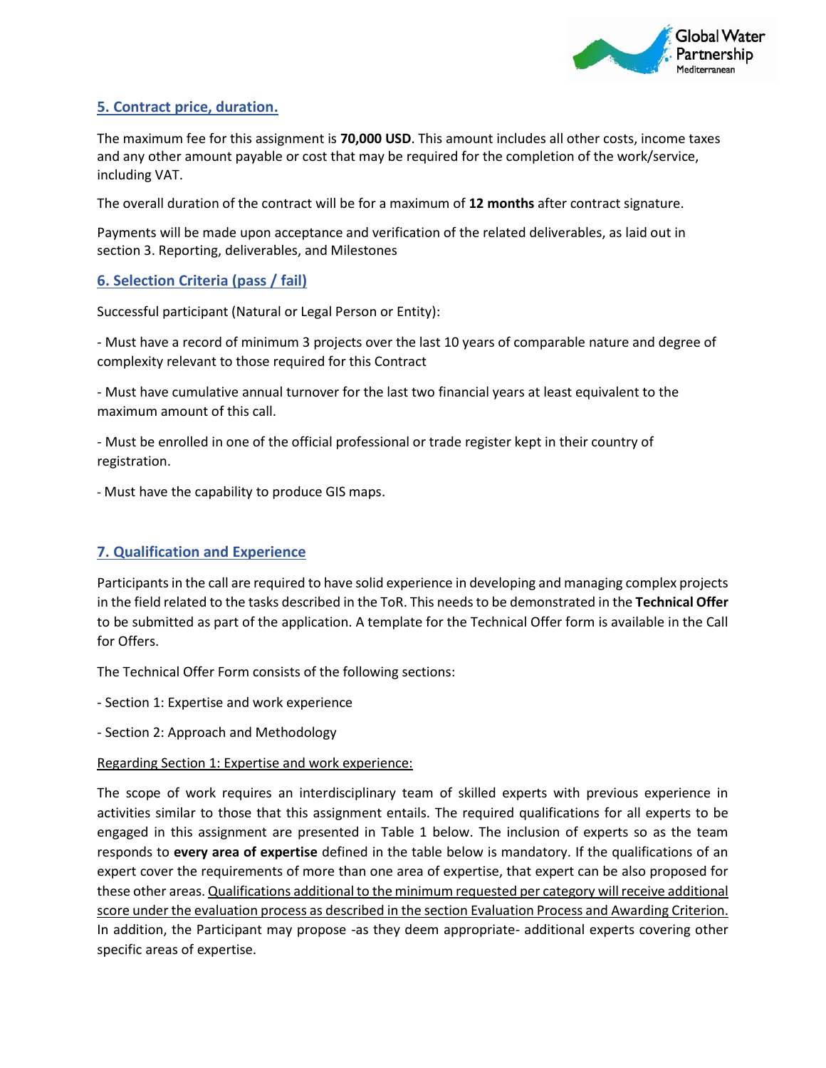## 5. Contract price, duration.

The maximum fee for this assignment is **70,000 USD**. This amount includes all other costs, income taxes and any other amount payable or cost that may be required for the completion of the work/service, including VAT.

The overall duration of the contract will be for a maximum of **12 months** after contract signature.

Payments will be made upon acceptance and verification of the related deliverables, as laid out in section 3. Reporting, deliverables, and Milestones

## 6. Selection Criteria (pass / fail)

Successful participant (Natural or Legal Person or Entity):

- Must have a record of minimum 3 projects over the last 10 years of comparable nature and degree of complexity relevant to those required for this Contract

- Must have cumulative annual turnover for the last two financial years at least equivalent to the maximum amount of this call.

- Must be enrolled in one of the official professional or trade register kept in their country of registration.

- Must have the capability to produce GIS maps.

## 7. Qualification and Experience

Participants in the call are required to have solid experience in developing and managing complex projects in the field related to the tasks described in the ToR. This needs to be demonstrated in the **Technical Offer** to be submitted as part of the application. A template for the Technical Offer form is available in the Call for Offers.

The Technical Offer Form consists of the following sections:

- Section 1: Expertise and work experience

- Section 2: Approach and Methodology

Regarding Section 1: Expertise and work experience:

The scope of work requires an interdisciplinary team of skilled experts with previous experience in activities similar to those that this assignment entails. The required qualifications for all experts to be engaged in this assignment are presented in Table 1 below. The inclusion of experts so as the team responds to **every area of expertise** defined in the table below is mandatory. If the qualifications of an expert cover the requirements of more than one area of expertise, that expert can be also proposed for these other areas. Qualifications additional to the minimum requested per category will receive additional score under the evaluation process as described in the section Evaluation Process and Awarding Criterion. In addition, the Participant may propose -as they deem appropriate- additional experts covering other specific areas of expertise.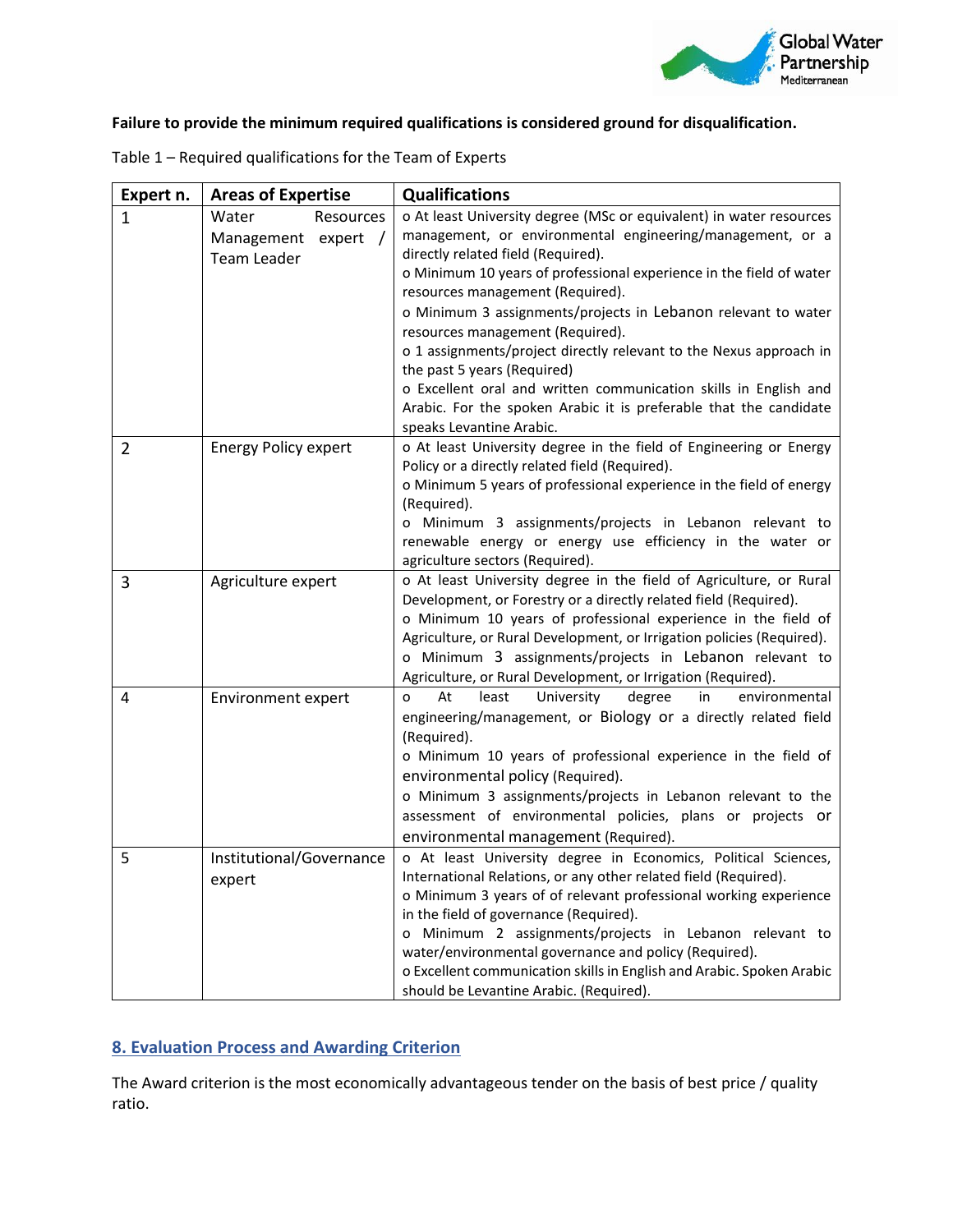**Failure to provide the minimum required qualifications is considered ground for disqualification.**

Table 1 – Required qualifications for the Team of Experts

| Expert n. | Areas of Expertise | Qualifications |
|---|---|---|
| 1 | Water Resources Management expert / Team Leader | o At least University degree (MSc or equivalent) in water resources management, or environmental engineering/management, or a directly related field (Required).<br>o Minimum 10 years of professional experience in the field of water resources management (Required).<br>o Minimum 3 assignments/projects in Lebanon relevant to water resources management (Required).<br>o 1 assignments/project directly relevant to the Nexus approach in the past 5 years (Required)<br>o Excellent oral and written communication skills in English and Arabic. For the spoken Arabic it is preferable that the candidate speaks Levantine Arabic. |
| 2 | Energy Policy expert | o At least University degree in the field of Engineering or Energy Policy or a directly related field (Required).<br>o Minimum 5 years of professional experience in the field of energy (Required).<br>o Minimum 3 assignments/projects in Lebanon relevant to renewable energy or energy use efficiency in the water or agriculture sectors (Required). |
| 3 | Agriculture expert | o At least University degree in the field of Agriculture, or Rural Development, or Forestry or a directly related field (Required).<br>o Minimum 10 years of professional experience in the field of Agriculture, or Rural Development, or Irrigation policies (Required).<br>o Minimum 3 assignments/projects in Lebanon relevant to Agriculture, or Rural Development, or Irrigation (Required). |
| 4 | Environment expert | o At least University degree in environmental engineering/management, or Biology or a directly related field (Required).<br>o Minimum 10 years of professional experience in the field of environmental policy (Required).<br>o Minimum 3 assignments/projects in Lebanon relevant to the assessment of environmental policies, plans or projects or environmental management (Required). |
| 5 | Institutional/Governance expert | o At least University degree in Economics, Political Sciences, International Relations, or any other related field (Required).<br>o Minimum 3 years of of relevant professional working experience in the field of governance (Required).<br>o Minimum 2 assignments/projects in Lebanon relevant to water/environmental governance and policy (Required).<br>o Excellent communication skills in English and Arabic. Spoken Arabic should be Levantine Arabic. (Required). |

## 8. Evaluation Process and Awarding Criterion

The Award criterion is the most economically advantageous tender on the basis of best price / quality ratio.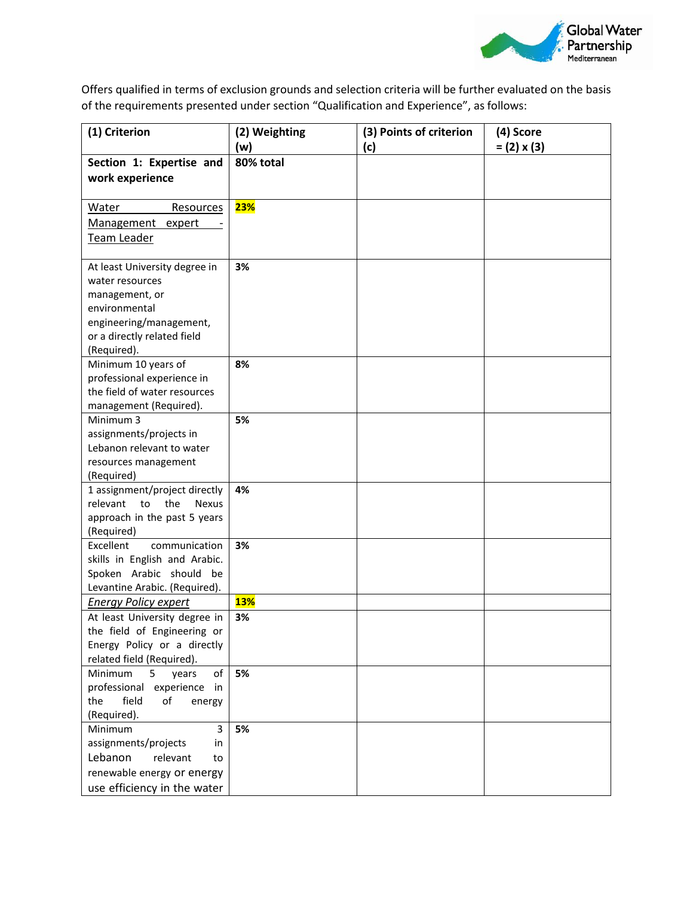Offers qualified in terms of exclusion grounds and selection criteria will be further evaluated on the basis of the requirements presented under section "Qualification and Experience", as follows:

| (1) Criterion | (2) Weighting (w) | (3) Points of criterion (c) | (4) Score = (2) x (3) |
|---|---|---|---|
| **Section 1: Expertise and work experience** | **80% total** | | |
| Water Resources Management expert - Team Leader | **23%** | | |
| At least University degree in water resources management, or environmental engineering/management, or a directly related field (Required). | **3%** | | |
| Minimum 10 years of professional experience in the field of water resources management (Required). | **8%** | | |
| Minimum 3 assignments/projects in Lebanon relevant to water resources management (Required) | **5%** | | |
| 1 assignment/project directly relevant to the Nexus approach in the past 5 years (Required) | **4%** | | |
| Excellent communication skills in English and Arabic. Spoken Arabic should be Levantine Arabic. (Required). | **3%** | | |
| *Energy Policy expert* | **13%** | | |
| At least University degree in the field of Engineering or Energy Policy or a directly related field (Required). | **3%** | | |
| Minimum 5 years of professional experience in the field of energy (Required). | **5%** | | |
| Minimum 3 assignments/projects in Lebanon relevant to renewable energy or energy use efficiency in the water | **5%** | | |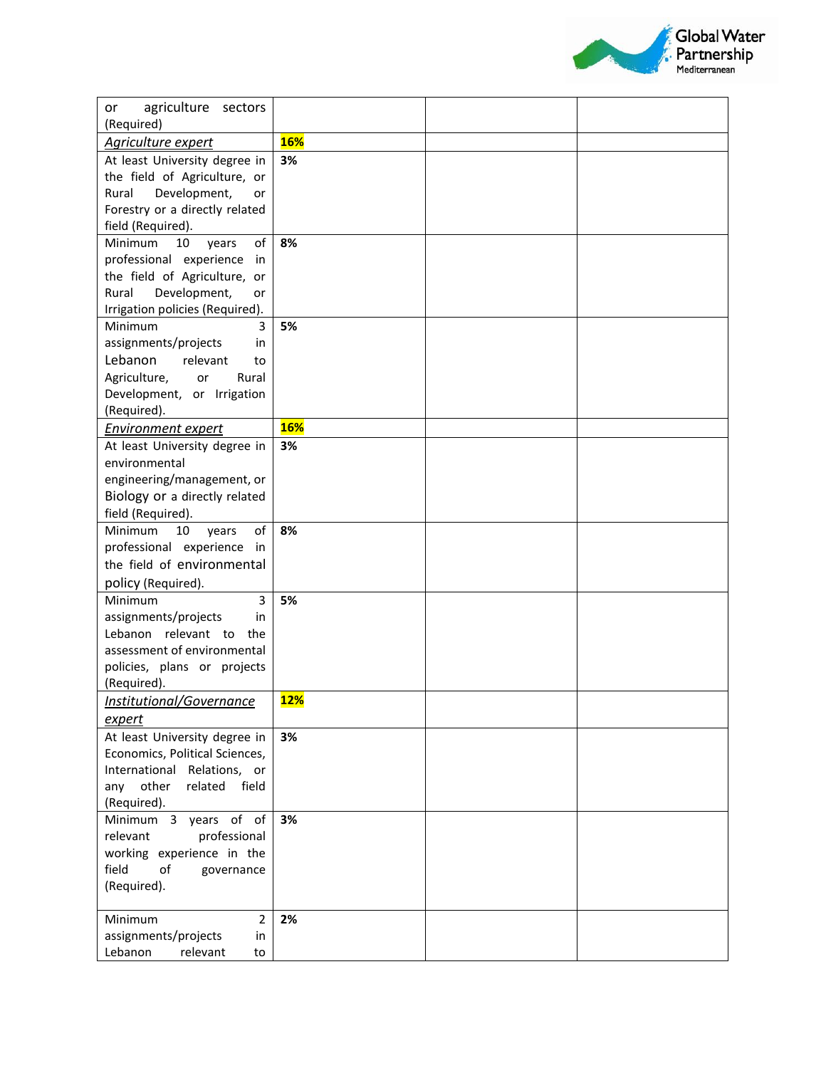| | | | |
|---|---|---|---|
| or agriculture sectors (Required) | | | |
| *Agriculture expert* | **16%** | | |
| At least University degree in the field of Agriculture, or Rural Development, or Forestry or a directly related field (Required). | **3%** | | |
| Minimum 10 years of professional experience in the field of Agriculture, or Rural Development, or Irrigation policies (Required). | **8%** | | |
| Minimum 3 assignments/projects in Lebanon relevant to Agriculture, or Rural Development, or Irrigation (Required). | **5%** | | |
| *Environment expert* | **16%** | | |
| At least University degree in environmental engineering/management, or Biology or a directly related field (Required). | **3%** | | |
| Minimum 10 years of professional experience in the field of environmental policy (Required). | **8%** | | |
| Minimum 3 assignments/projects in Lebanon relevant to the assessment of environmental policies, plans or projects (Required). | **5%** | | |
| *Institutional/Governance expert* | **12%** | | |
| At least University degree in Economics, Political Sciences, International Relations, or any other related field (Required). | **3%** | | |
| Minimum 3 years of of relevant professional working experience in the field of governance (Required). | **3%** | | |
| Minimum 2 assignments/projects in Lebanon relevant to | **2%** | | |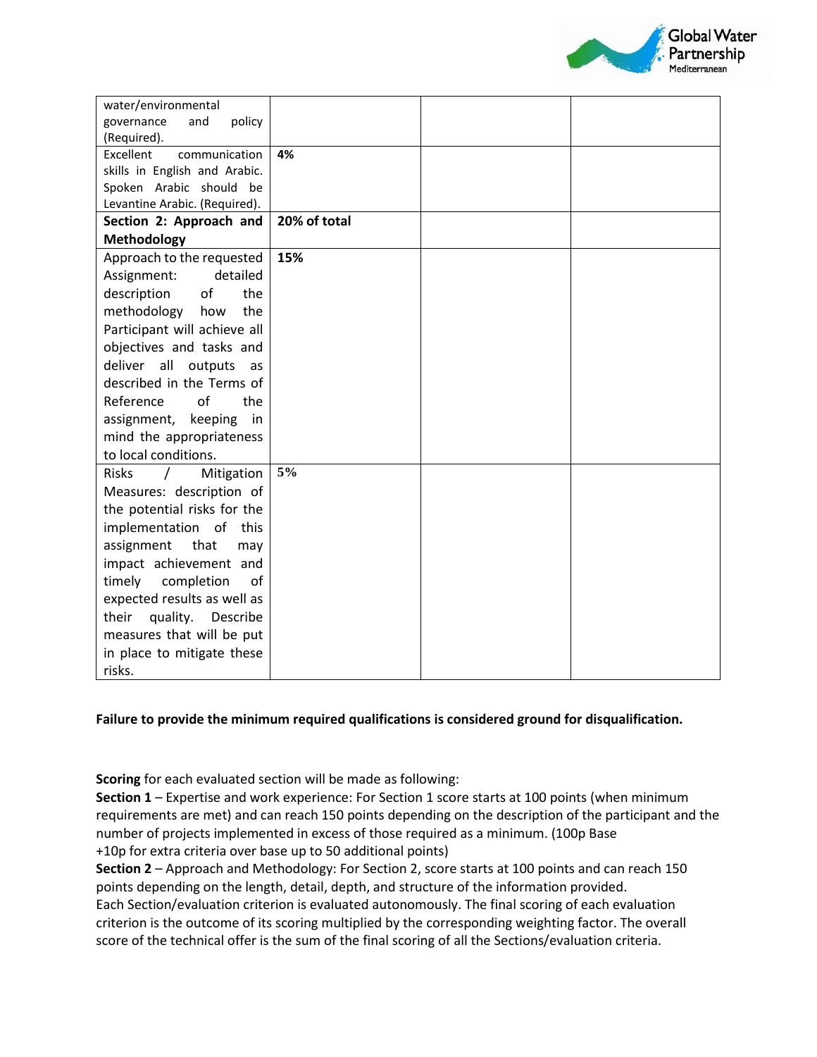| | | | |
|---|---|---|---|
| water/environmental governance and policy (Required). | | | |
| Excellent communication skills in English and Arabic. Spoken Arabic should be Levantine Arabic. (Required). | **4%** | | |
| **Section 2: Approach and Methodology** | **20% of total** | | |
| Approach to the requested Assignment: detailed description of the methodology how the Participant will achieve all objectives and tasks and deliver all outputs as described in the Terms of Reference of the assignment, keeping in mind the appropriateness to local conditions. | **15%** | | |
| Risks / Mitigation Measures: description of the potential risks for the implementation of this assignment that may impact achievement and timely completion of expected results as well as their quality. Describe measures that will be put in place to mitigate these risks. | **5%** | | |

**Failure to provide the minimum required qualifications is considered ground for disqualification.**

**Scoring** for each evaluated section will be made as following:
**Section 1** – Expertise and work experience: For Section 1 score starts at 100 points (when minimum requirements are met) and can reach 150 points depending on the description of the participant and the number of projects implemented in excess of those required as a minimum. (100p Base +10p for extra criteria over base up to 50 additional points)
**Section 2** – Approach and Methodology: For Section 2, score starts at 100 points and can reach 150 points depending on the length, detail, depth, and structure of the information provided.
Each Section/evaluation criterion is evaluated autonomously. The final scoring of each evaluation criterion is the outcome of its scoring multiplied by the corresponding weighting factor. The overall score of the technical offer is the sum of the final scoring of all the Sections/evaluation criteria.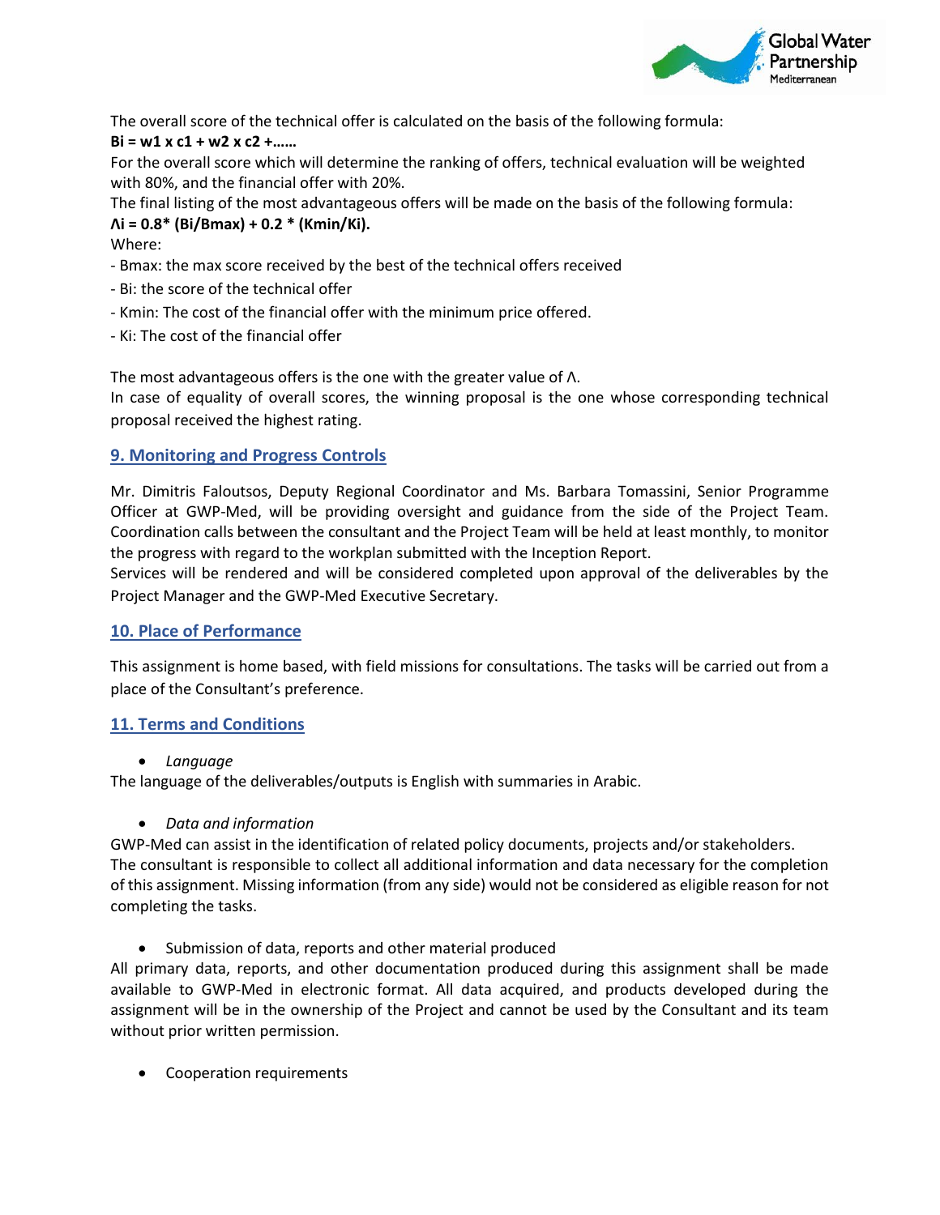The overall score of the technical offer is calculated on the basis of the following formula:

$$B_i = w_1 \times c_1 + w_2 \times c_2 + \ldots\ldots$$

For the overall score which will determine the ranking of offers, technical evaluation will be weighted with 80%, and the financial offer with 20%.

The final listing of the most advantageous offers will be made on the basis of the following formula:

$$\Lambda_i = 0.8 * (B_i/B_{max}) + 0.2 * (K_{min}/K_i).$$

Where:

- $B_{max}$: the max score received by the best of the technical offers received
- $B_i$: the score of the technical offer
- $K_{min}$: The cost of the financial offer with the minimum price offered.
- $K_i$: The cost of the financial offer

The most advantageous offers is the one with the greater value of $\Lambda$.

In case of equality of overall scores, the winning proposal is the one whose corresponding technical proposal received the highest rating.

## 9. Monitoring and Progress Controls

Mr. Dimitris Faloutsos, Deputy Regional Coordinator and Ms. Barbara Tomassini, Senior Programme Officer at GWP-Med, will be providing oversight and guidance from the side of the Project Team. Coordination calls between the consultant and the Project Team will be held at least monthly, to monitor the progress with regard to the workplan submitted with the Inception Report.

Services will be rendered and will be considered completed upon approval of the deliverables by the Project Manager and the GWP-Med Executive Secretary.

## 10. Place of Performance

This assignment is home based, with field missions for consultations. The tasks will be carried out from a place of the Consultant's preference.

## 11. Terms and Conditions

- *Language*

The language of the deliverables/outputs is English with summaries in Arabic.

- *Data and information*

GWP-Med can assist in the identification of related policy documents, projects and/or stakeholders. The consultant is responsible to collect all additional information and data necessary for the completion of this assignment. Missing information (from any side) would not be considered as eligible reason for not completing the tasks.

- Submission of data, reports and other material produced

All primary data, reports, and other documentation produced during this assignment shall be made available to GWP-Med in electronic format. All data acquired, and products developed during the assignment will be in the ownership of the Project and cannot be used by the Consultant and its team without prior written permission.

- Cooperation requirements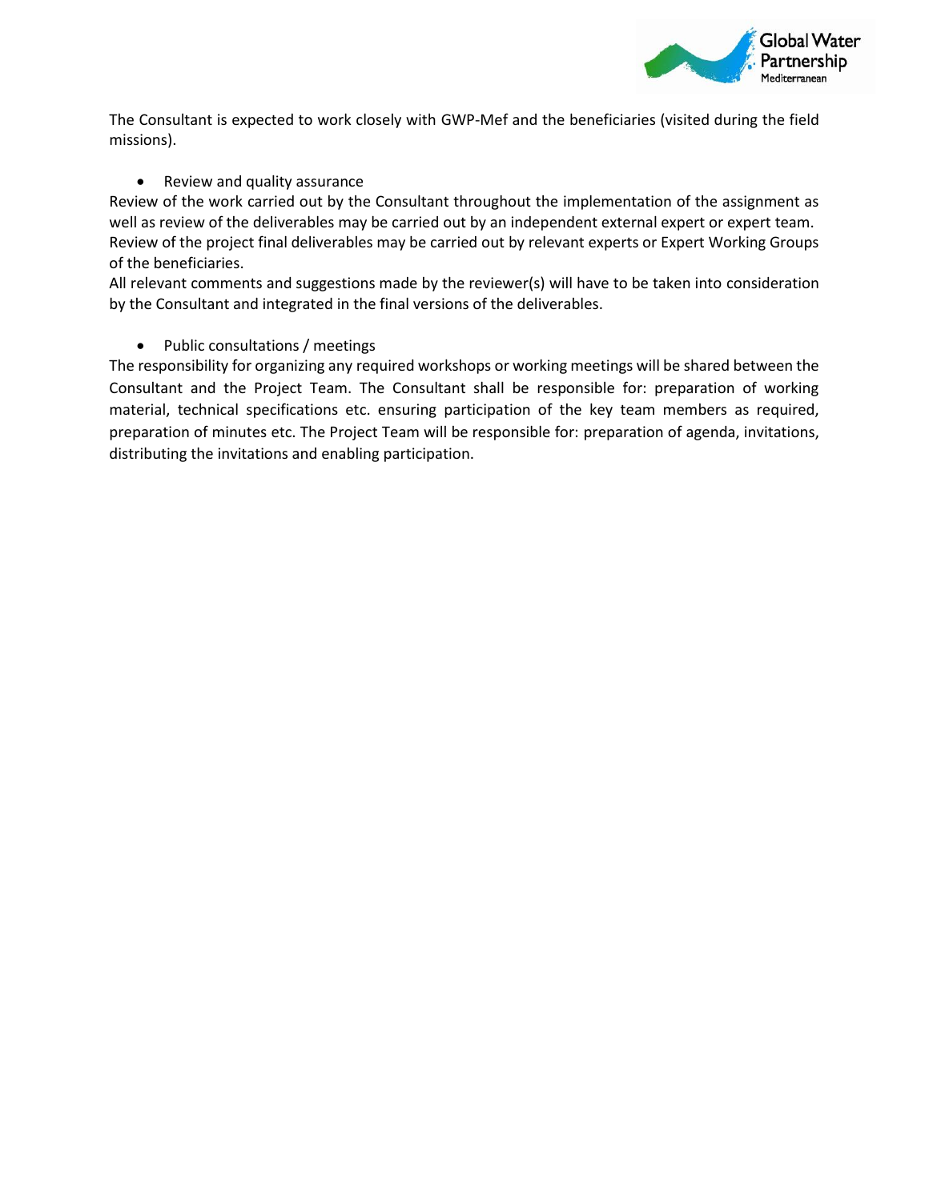The Consultant is expected to work closely with GWP-Mef and the beneficiaries (visited during the field missions).

- Review and quality assurance

Review of the work carried out by the Consultant throughout the implementation of the assignment as well as review of the deliverables may be carried out by an independent external expert or expert team. Review of the project final deliverables may be carried out by relevant experts or Expert Working Groups of the beneficiaries.

All relevant comments and suggestions made by the reviewer(s) will have to be taken into consideration by the Consultant and integrated in the final versions of the deliverables.

- Public consultations / meetings

The responsibility for organizing any required workshops or working meetings will be shared between the Consultant and the Project Team. The Consultant shall be responsible for: preparation of working material, technical specifications etc. ensuring participation of the key team members as required, preparation of minutes etc. The Project Team will be responsible for: preparation of agenda, invitations, distributing the invitations and enabling participation.